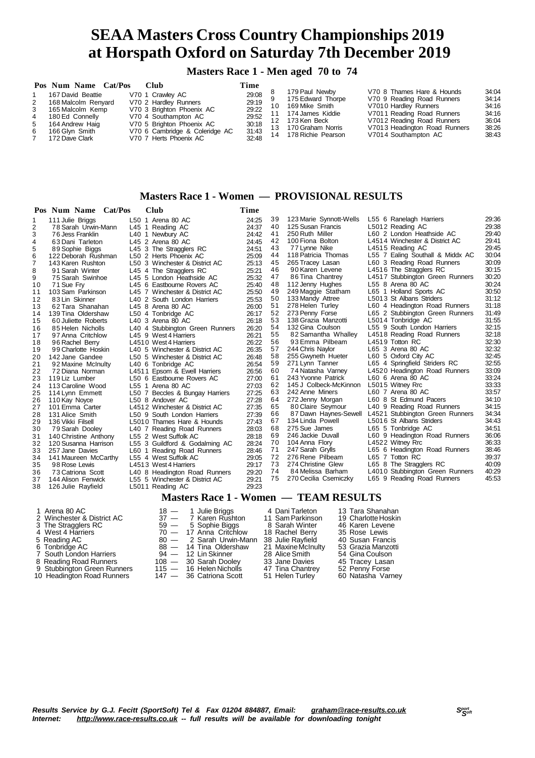# SEAA Masters Cross Country Championships 2019 at Horspath Oxford on Saturday 7th December 2019

## Masters Race 1 - Men aged 70 to 74

| Pos | Num | Name | Cat/Pos | Club | Time |
|---|---|---|---|---|---|
| 1 | 167 | David Beattie | V70 1 | Crawley AC | 29:08 |
| 2 | 168 | Malcolm Renyard | V70 2 | Hardley Runners | 29:19 |
| 3 | 165 | Malcolm Kemp | V70 3 | Brighton Phoenix AC | 29:22 |
| 4 | 180 | Ed Connelly | V70 4 | Southampton AC | 29:52 |
| 5 | 164 | Andrew Haig | V70 5 | Brighton Phoenix AC | 30:18 |
| 6 | 166 | Glyn Smith | V70 6 | Cambridge & Coleridge AC | 31:43 |
| 7 | 172 | Dave Clark | V70 7 | Herts Phoenix AC | 32:48 |
| 8 | 179 | Paul Newby | V70 8 | Thames Hare & Hounds | 34:04 |
| 9 | 175 | Edward Thorpe | V70 9 | Reading Road Runners | 34:14 |
| 10 | 169 | Mike Smith | V70 10 | Hardley Runners | 34:16 |
| 11 | 174 | James Kiddie | V70 11 | Reading Road Runners | 34:16 |
| 12 | 173 | Ken Beck | V70 12 | Reading Road Runners | 36:04 |
| 13 | 170 | Graham Norris | V70 13 | Headington Road Runners | 38:26 |
| 14 | 178 | Richie Pearson | V70 14 | Southampton AC | 38:43 |

## Masters Race 1 - Women — PROVISIONAL RESULTS

| Pos | Num | Name | Cat/Pos | Club | Time |
|---|---|---|---|---|---|
| 1 | 111 | Julie Briggs | L50 1 | Arena 80 AC | 24:25 |
| 2 | 78 | Sarah Urwin-Mann | L45 1 | Reading AC | 24:37 |
| 3 | 76 | Jess Franklin | L40 1 | Newbury AC | 24:42 |
| 4 | 63 | Dani Tarleton | L45 2 | Arena 80 AC | 24:45 |
| 5 | 89 | Sophie Biggs | L45 3 | The Stragglers RC | 24:51 |
| 6 | 122 | Deborah Rushman | L50 2 | Herts Phoenix AC | 25:09 |
| 7 | 143 | Karen Rushton | L50 3 | Winchester & District AC | 25:13 |
| 8 | 91 | Sarah Winter | L45 4 | The Stragglers RC | 25:21 |
| 9 | 75 | Sarah Swinhoe | L45 5 | London Heathside AC | 25:32 |
| 10 | 71 | Sue Fry | L45 6 | Eastbourne Rovers AC | 25:40 |
| 11 | 103 | Sam Parkinson | L45 7 | Winchester & District AC | 25:50 |
| 12 | 83 | Lin Skinner | L40 2 | South London Harriers | 25:53 |
| 13 | 62 | Tara Shanahan | L45 8 | Arena 80 AC | 26:00 |
| 14 | 139 | Tina Oldershaw | L50 4 | Tonbridge AC | 26:17 |
| 15 | 60 | Juliette Roberts | L40 3 | Arena 80 AC | 26:18 |
| 16 | 85 | Helen Nicholls | L40 4 | Stubbington Green Runners | 26:20 |
| 17 | 97 | Anna Critchlow | L45 9 | West 4 Harriers | 26:21 |
| 18 | 96 | Rachel Berry | L45 10 | West 4 Harriers | 26:22 |
| 19 | 99 | Charlotte Hoskin | L40 5 | Winchester & District AC | 26:35 |
| 20 | 142 | Jane Gandee | L50 5 | Winchester & District AC | 26:48 |
| 21 | 92 | Maxine McInulty | L40 6 | Tonbridge AC | 26:54 |
| 22 | 72 | Diana Norman | L45 11 | Epsom & Ewell Harriers | 26:56 |
| 23 | 119 | Liz Lumber | L50 6 | Eastbourne Rovers AC | 27:00 |
| 24 | 113 | Caroline Wood | L55 1 | Arena 80 AC | 27:03 |
| 25 | 114 | Lynn Emmett | L50 7 | Beccles & Bungay Harriers | 27:25 |
| 26 | 110 | Kay Noyce | L50 8 | Andover AC | 27:28 |
| 27 | 101 | Emma Carter | L45 12 | Winchester & District AC | 27:35 |
| 28 | 131 | Alice Smith | L50 9 | South London Harriers | 27:39 |
| 29 | 136 | Vikki Filsell | L50 10 | Thames Hare & Hounds | 27:43 |
| 30 | 79 | Sarah Dooley | L40 7 | Reading Road Runners | 28:03 |
| 31 | 140 | Christine Anthony | L55 2 | West Suffolk AC | 28:18 |
| 32 | 120 | Susanna Harrison | L55 3 | Guildford & Godalming AC | 28:24 |
| 33 | 257 | Jane Davies | L60 1 | Reading Road Runners | 28:46 |
| 34 | 141 | Maureen McCarthy | L55 4 | West Suffolk AC | 29:05 |
| 35 | 98 | Rose Lewis | L45 13 | West 4 Harriers | 29:17 |
| 36 | 73 | Catriona Scott | L40 8 | Headington Road Runners | 29:20 |
| 37 | 144 | Alison Fenwick | L55 5 | Winchester & District AC | 29:21 |
| 38 | 126 | Julie Rayfield | L50 11 | Reading AC | 29:23 |
| 39 | 123 | Marie Synnott-Wells | L55 6 | Ranelagh Harriers | 29:36 |
| 40 | 125 | Susan Francis | L50 12 | Reading AC | 29:38 |
| 41 | 250 | Ruth Miller | L60 2 | London Heathside AC | 29:40 |
| 42 | 100 | Fiona Bolton | L45 14 | Winchester & District AC | 29:41 |
| 43 | 77 | Lynne Nike | L45 15 | Reading AC | 29:45 |
| 44 | 118 | Patricia Thomas | L55 7 | Ealing Southall & Middx AC | 30:04 |
| 45 | 265 | Tracey Lasan | L60 3 | Reading Road Runners | 30:09 |
| 46 | 90 | Karen Levene | L45 16 | The Stragglers RC | 30:15 |
| 47 | 86 | Tina Chantrey | L45 17 | Stubbington Green Runners | 30:20 |
| 48 | 112 | Jenny Hughes | L55 8 | Arena 80 AC | 30:24 |
| 49 | 249 | Maggie Statham | L65 1 | Holland Sports AC | 30:50 |
| 50 | 133 | Mandy Attree | L50 13 | St Albans Striders | 31:12 |
| 51 | 278 | Helen Turley | L60 4 | Headington Road Runners | 31:18 |
| 52 | 273 | Penny Forse | L65 2 | Stubbington Green Runners | 31:49 |
| 53 | 138 | Grazia Manzotti | L50 14 | Tonbridge AC | 31:55 |
| 54 | 132 | Gina Coulson | L55 9 | South London Harriers | 32:15 |
| 55 | 82 | Samantha Whalley | L45 18 | Reading Road Runners | 32:18 |
| 56 | 93 | Emma Pilbeam | L45 19 | Totton RC | 32:30 |
| 57 | 244 | Chris Naylor | L65 3 | Arena 80 AC | 32:32 |
| 58 | 255 | Gwyneth Hueter | L60 5 | Oxford City AC | 32:45 |
| 59 | 271 | Lynn Tanner | L65 4 | Springfield Striders RC | 32:55 |
| 60 | 74 | Natasha Varney | L45 20 | Headington Road Runners | 33:09 |
| 61 | 243 | Yvonne Patrick | L60 6 | Arena 80 AC | 33:24 |
| 62 | 145 | J Colbeck-McKinnon | L50 15 | Witney Rrc | 33:33 |
| 63 | 242 | Anne Miners | L60 7 | Arena 80 AC | 33:57 |
| 64 | 272 | Jenny Morgan | L60 8 | St Edmund Pacers | 34:10 |
| 65 | 80 | Claire Seymour | L40 9 | Reading Road Runners | 34:15 |
| 66 | 87 | Dawn Haynes-Sewell | L45 21 | Stubbington Green Runners | 34:34 |
| 67 | 134 | Linda Powell | L50 16 | St Albans Striders | 34:43 |
| 68 | 275 | Sue James | L65 5 | Tonbridge AC | 34:51 |
| 69 | 246 | Jackie Duvall | L60 9 | Headington Road Runners | 36:06 |
| 70 | 104 | Anna Flory | L45 22 | Witney Rrc | 36:33 |
| 71 | 247 | Sarah Grylls | L65 6 | Headington Road Runners | 38:46 |
| 72 | 276 | Rene Pilbeam | L65 7 | Totton RC | 39:37 |
| 73 | 274 | Christine Glew | L65 8 | The Stragglers RC | 40:09 |
| 74 | 84 | Melissa Barham | L40 10 | Stubbington Green Runners | 40:29 |
| 75 | 270 | Cecilia Csemiczky | L65 9 | Reading Road Runners | 45:53 |

## Masters Race 1 - Women — TEAM RESULTS

| Pos | Team | Points | 1st | 2nd | 3rd |
|---|---|---|---|---|---|
| 1 | Arena 80 AC | 18 | 1 Julie Briggs | 4 Dani Tarleton | 13 Tara Shanahan |
| 2 | Winchester & District AC | 37 | 7 Karen Rushton | 11 Sam Parkinson | 19 Charlotte Hoskin |
| 3 | The Stragglers RC | 59 | 5 Sophie Biggs | 8 Sarah Winter | 46 Karen Levene |
| 4 | West 4 Harriers | 70 | 17 Anna Critchlow | 18 Rachel Berry | 35 Rose Lewis |
| 5 | Reading AC | 80 | 2 Sarah Urwin-Mann | 38 Julie Rayfield | 40 Susan Francis |
| 6 | Tonbridge AC | 88 | 14 Tina Oldershaw | 21 Maxine McInulty | 53 Grazia Manzotti |
| 7 | South London Harriers | 94 | 12 Lin Skinner | 28 Alice Smith | 54 Gina Coulson |
| 8 | Reading Road Runners | 108 | 30 Sarah Dooley | 33 Jane Davies | 45 Tracey Lasan |
| 9 | Stubbington Green Runners | 115 | 16 Helen Nicholls | 47 Tina Chantrey | 52 Penny Forse |
| 10 | Headington Road Runners | 147 | 36 Catriona Scott | 51 Helen Turley | 60 Natasha Varney |

*Results Service by G.J. Fecitt (SportSoft) Tel & Fax 01204 884887, Email: graham@race-results.co.uk*
*Internet: http://www.race-results.co.uk -- full results will be available for downloading tonight*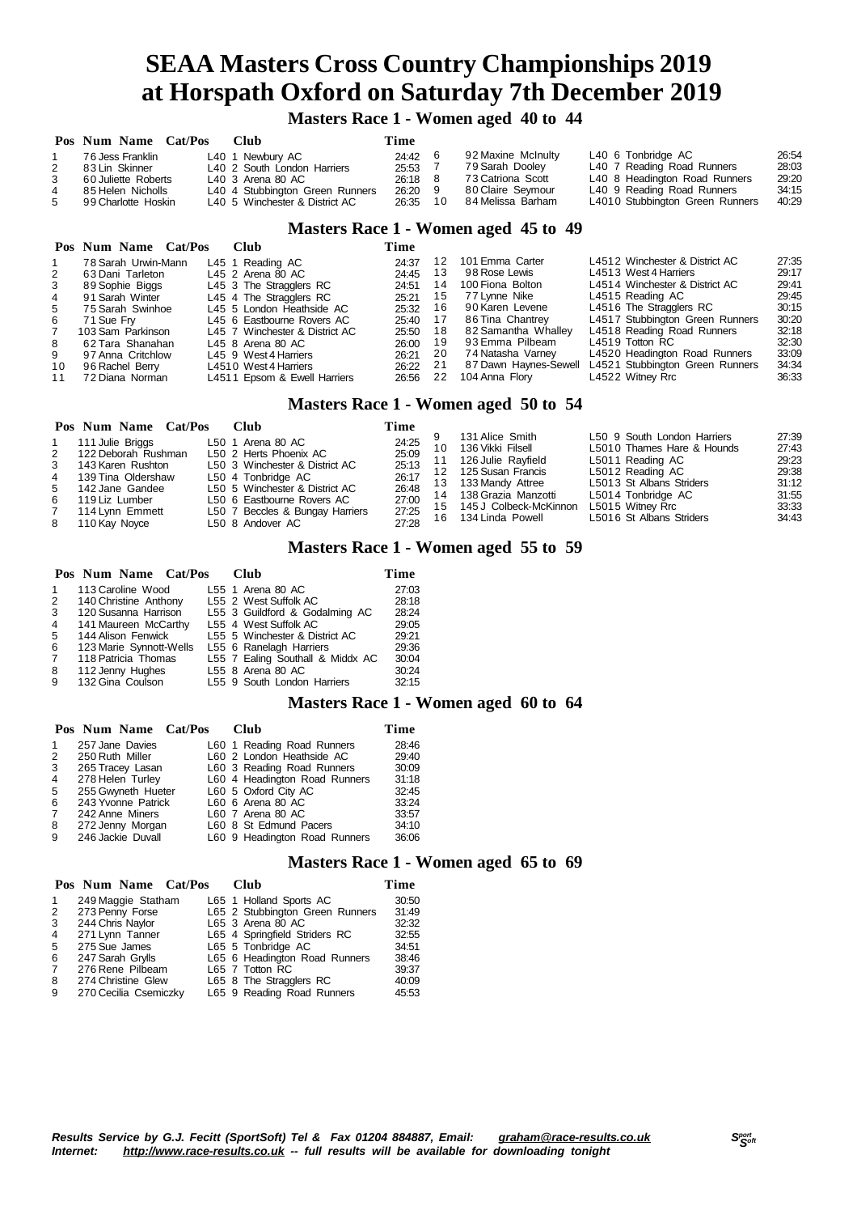# SEAA Masters Cross Country Championships 2019
# at Horspath Oxford on Saturday 7th December 2019

## Masters Race 1 - Women aged 40 to 44

| Pos | Num | Name | Cat/Pos | Club | Time |
|---|---|---|---|---|---|
| 1 | 76 | Jess Franklin | L40 1 | Newbury AC | 24:42 |
| 2 | 83 | Lin Skinner | L40 2 | South London Harriers | 25:53 |
| 3 | 60 | Juliette Roberts | L40 3 | Arena 80 AC | 26:18 |
| 4 | 85 | Helen Nicholls | L40 4 | Stubbington Green Runners | 26:20 |
| 5 | 99 | Charlotte Hoskin | L40 5 | Winchester & District AC | 26:35 |
| 6 | 92 | Maxine McInulty | L40 6 | Tonbridge AC | 26:54 |
| 7 | 79 | Sarah Dooley | L40 7 | Reading Road Runners | 28:03 |
| 8 | 73 | Catriona Scott | L40 8 | Headington Road Runners | 29:20 |
| 9 | 80 | Claire Seymour | L40 9 | Reading Road Runners | 34:15 |
| 10 | 84 | Melissa Barham | L4010 | Stubbington Green Runners | 40:29 |

## Masters Race 1 - Women aged 45 to 49

| Pos | Num | Name | Cat/Pos | Club | Time |
|---|---|---|---|---|---|
| 1 | 78 | Sarah Urwin-Mann | L45 1 | Reading AC | 24:37 |
| 2 | 63 | Dani Tarleton | L45 2 | Arena 80 AC | 24:45 |
| 3 | 89 | Sophie Biggs | L45 3 | The Stragglers RC | 24:51 |
| 4 | 91 | Sarah Winter | L45 4 | The Stragglers RC | 25:21 |
| 5 | 75 | Sarah Swinhoe | L45 5 | London Heathside AC | 25:32 |
| 6 | 71 | Sue Fry | L45 6 | Eastbourne Rovers AC | 25:40 |
| 7 | 103 | Sam Parkinson | L45 7 | Winchester & District AC | 25:50 |
| 8 | 62 | Tara Shanahan | L45 8 | Arena 80 AC | 26:00 |
| 9 | 97 | Anna Critchlow | L45 9 | West 4 Harriers | 26:21 |
| 10 | 96 | Rachel Berry | L4510 | West 4 Harriers | 26:22 |
| 11 | 72 | Diana Norman | L4511 | Epsom & Ewell Harriers | 26:56 |
| 12 | 101 | Emma Carter | L4512 | Winchester & District AC | 27:35 |
| 13 | 98 | Rose Lewis | L4513 | West 4 Harriers | 29:17 |
| 14 | 100 | Fiona Bolton | L4514 | Winchester & District AC | 29:41 |
| 15 | 77 | Lynne Nike | L4515 | Reading AC | 29:45 |
| 16 | 90 | Karen Levene | L4516 | The Stragglers RC | 30:15 |
| 17 | 86 | Tina Chantrey | L4517 | Stubbington Green Runners | 30:20 |
| 18 | 82 | Samantha Whalley | L4518 | Reading Road Runners | 32:18 |
| 19 | 93 | Emma Pilbeam | L4519 | Totton RC | 32:30 |
| 20 | 74 | Natasha Varney | L4520 | Headington Road Runners | 33:09 |
| 21 | 87 | Dawn Haynes-Sewell | L4521 | Stubbington Green Runners | 34:34 |
| 22 | 104 | Anna Flory | L4522 | Witney Rrc | 36:33 |

## Masters Race 1 - Women aged 50 to 54

| Pos | Num | Name | Cat/Pos | Club | Time |
|---|---|---|---|---|---|
| 1 | 111 | Julie Briggs | L50 1 | Arena 80 AC | 24:25 |
| 2 | 122 | Deborah Rushman | L50 2 | Herts Phoenix AC | 25:09 |
| 3 | 143 | Karen Rushton | L50 3 | Winchester & District AC | 25:13 |
| 4 | 139 | Tina Oldershaw | L50 4 | Tonbridge AC | 26:17 |
| 5 | 142 | Jane Gandee | L50 5 | Winchester & District AC | 26:48 |
| 6 | 119 | Liz Lumber | L50 6 | Eastbourne Rovers AC | 27:00 |
| 7 | 114 | Lynn Emmett | L50 7 | Beccles & Bungay Harriers | 27:25 |
| 8 | 110 | Kay Noyce | L50 8 | Andover AC | 27:28 |
| 9 | 131 | Alice Smith | L50 9 | South London Harriers | 27:39 |
| 10 | 136 | Vikki Filsell | L5010 | Thames Hare & Hounds | 27:43 |
| 11 | 126 | Julie Rayfield | L5011 | Reading AC | 29:23 |
| 12 | 125 | Susan Francis | L5012 | Reading AC | 29:38 |
| 13 | 133 | Mandy Attree | L5013 | St Albans Striders | 31:12 |
| 14 | 138 | Grazia Manzotti | L5014 | Tonbridge AC | 31:55 |
| 15 | 145 | J Colbeck-McKinnon | L5015 | Witney Rrc | 33:33 |
| 16 | 134 | Linda Powell | L5016 | St Albans Striders | 34:43 |

## Masters Race 1 - Women aged 55 to 59

| Pos | Num | Name | Cat/Pos | Club | Time |
|---|---|---|---|---|---|
| 1 | 113 | Caroline Wood | L55 1 | Arena 80 AC | 27:03 |
| 2 | 140 | Christine Anthony | L55 2 | West Suffolk AC | 28:18 |
| 3 | 120 | Susanna Harrison | L55 3 | Guildford & Godalming AC | 28:24 |
| 4 | 141 | Maureen McCarthy | L55 4 | West Suffolk AC | 29:05 |
| 5 | 144 | Alison Fenwick | L55 5 | Winchester & District AC | 29:21 |
| 6 | 123 | Marie Synnott-Wells | L55 6 | Ranelagh Harriers | 29:36 |
| 7 | 118 | Patricia Thomas | L55 7 | Ealing Southall & Middx AC | 30:04 |
| 8 | 112 | Jenny Hughes | L55 8 | Arena 80 AC | 30:24 |
| 9 | 132 | Gina Coulson | L55 9 | South London Harriers | 32:15 |

## Masters Race 1 - Women aged 60 to 64

| Pos | Num | Name | Cat/Pos | Club | Time |
|---|---|---|---|---|---|
| 1 | 257 | Jane Davies | L60 1 | Reading Road Runners | 28:46 |
| 2 | 250 | Ruth Miller | L60 2 | London Heathside AC | 29:40 |
| 3 | 265 | Tracey Lasan | L60 3 | Reading Road Runners | 30:09 |
| 4 | 278 | Helen Turley | L60 4 | Headington Road Runners | 31:18 |
| 5 | 255 | Gwyneth Hueter | L60 5 | Oxford City AC | 32:45 |
| 6 | 243 | Yvonne Patrick | L60 6 | Arena 80 AC | 33:24 |
| 7 | 242 | Anne Miners | L60 7 | Arena 80 AC | 33:57 |
| 8 | 272 | Jenny Morgan | L60 8 | St Edmund Pacers | 34:10 |
| 9 | 246 | Jackie Duvall | L60 9 | Headington Road Runners | 36:06 |

## Masters Race 1 - Women aged 65 to 69

| Pos | Num | Name | Cat/Pos | Club | Time |
|---|---|---|---|---|---|
| 1 | 249 | Maggie Statham | L65 1 | Holland Sports AC | 30:50 |
| 2 | 273 | Penny Forse | L65 2 | Stubbington Green Runners | 31:49 |
| 3 | 244 | Chris Naylor | L65 3 | Arena 80 AC | 32:32 |
| 4 | 271 | Lynn Tanner | L65 4 | Springfield Striders RC | 32:55 |
| 5 | 275 | Sue James | L65 5 | Tonbridge AC | 34:51 |
| 6 | 247 | Sarah Grylls | L65 6 | Headington Road Runners | 38:46 |
| 7 | 276 | Rene Pilbeam | L65 7 | Totton RC | 39:37 |
| 8 | 274 | Christine Glew | L65 8 | The Stragglers RC | 40:09 |
| 9 | 270 | Cecilia Csemiczky | L65 9 | Reading Road Runners | 45:53 |

*Results Service by G.J. Fecitt (SportSoft) Tel & Fax 01204 884887, Email: graham@race-results.co.uk*
*Internet: http://www.race-results.co.uk -- full results will be available for downloading tonight*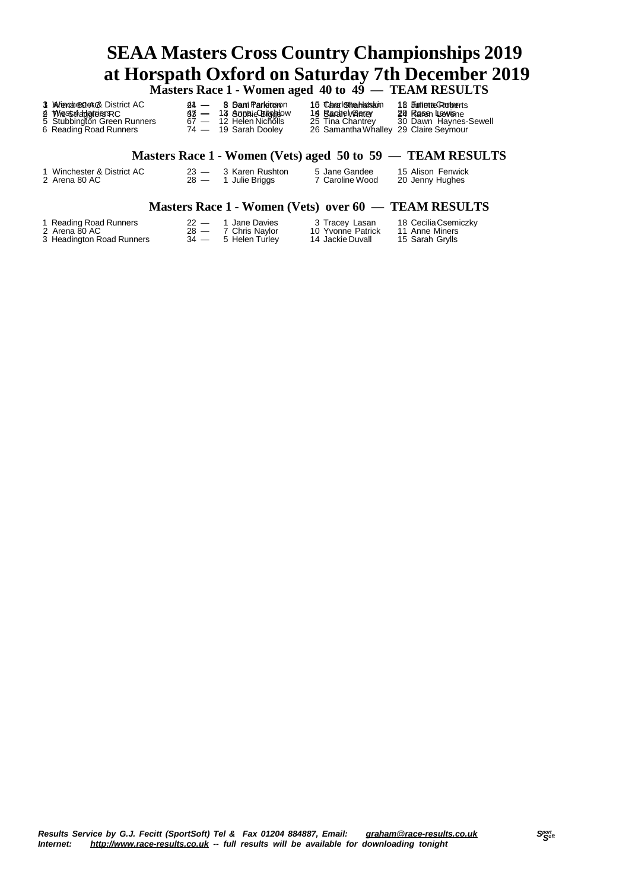# SEAA Masters Cross Country Championships 2019
# at Horspath Oxford on Saturday 7th December 2019

## Masters Race 1 - Women aged 40 to 49 — TEAM RESULTS

| Pos | Team | Score | | | |
|---|---|---|---|---|---|
| 1 | Arena 80 AC | 24 — | 3 Dani Parker | 10 Clare Shanahan | 11 Juliette Roberts |
| 2 | West 4 Harriers | 33 — | 4 Sophie Biggs | 5 Sarah White | 24 Karen Levine |
| 3 | Winchester & District AC | 41 — | 8 Sam Parkinson | 15 Charlotte Haskin | 18 Emma Carter |
| 4 | The Stragglers RC | 47 — | 13 Anna Critchlow | 14 Rachel Berry | 20 Rose Lewis |
| 5 | Stubbington Green Runners | 67 — | 12 Helen Nicholls | 25 Tina Chantrey | 30 Dawn Haynes-Sewell |
| 6 | Reading Road Runners | 74 — | 19 Sarah Dooley | 26 Samantha Whalley | 29 Claire Seymour |

## Masters Race 1 - Women (Vets) aged 50 to 59 — TEAM RESULTS

| Pos | Team | Score | | | |
|---|---|---|---|---|---|
| 1 | Winchester & District AC | 23 — | 3 Karen Rushton | 5 Jane Gandee | 15 Alison Fenwick |
| 2 | Arena 80 AC | 28 — | 1 Julie Briggs | 7 Caroline Wood | 20 Jenny Hughes |

## Masters Race 1 - Women (Vets) over 60 — TEAM RESULTS

| Pos | Team | Score | | | |
|---|---|---|---|---|---|
| 1 | Reading Road Runners | 22 — | 1 Jane Davies | 3 Tracey Lasan | 18 Cecilia Csemiczky |
| 2 | Arena 80 AC | 28 — | 7 Chris Naylor | 10 Yvonne Patrick | 11 Anne Miners |
| 3 | Headington Road Runners | 34 — | 5 Helen Turley | 14 Jackie Duvall | 15 Sarah Grylls |

*Results Service by G.J. Fecitt (SportSoft) Tel & Fax 01204 884887, Email: graham@race-results.co.uk*
*Internet: http://www.race-results.co.uk -- full results will be available for downloading tonight*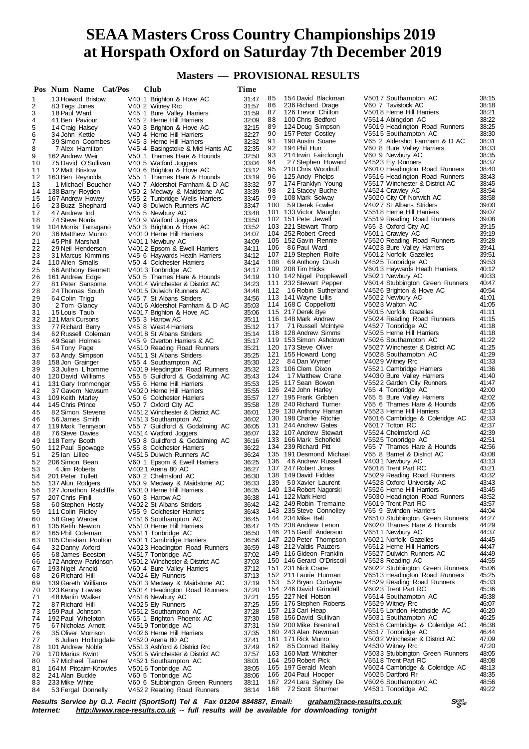# SEAA Masters Cross Country Championships 2019 at Horspath Oxford on Saturday 7th December 2019

## Masters — PROVISIONAL RESULTS

| Pos | Num | Name | Cat/Pos | Club | Time |
|---|---|---|---|---|---|
| 1 | 13 | Howard Bristow | V40 1 | Brighton & Hove AC | 31:47 |
| 2 | 83 | Tegs Jones | V40 2 | Witney Rrc | 31:57 |
| 3 | 18 | Paul Ward | V45 1 | Bure Valley Harriers | 31:59 |
| 4 | 41 | Ben Paviour | V45 2 | Herne Hill Harriers | 32:09 |
| 5 | 14 | Craig Halsey | V40 3 | Brighton & Hove AC | 32:15 |
| 6 | 34 | John Kettle | V40 4 | Herne Hill Harriers | 32:27 |
| 7 | 39 | Simon Coombes | V45 3 | Herne Hill Harriers | 32:32 |
| 8 | 7 | Alex Hamilton | V45 4 | Basingstoke & Mid Hants AC | 32:35 |
| 9 | 162 | Andrew Weir | V50 1 | Thames Hare & Hounds | 32:50 |
| 10 | 75 | David O'Sullivan | V40 5 | Watford Joggers | 33:04 |
| 11 | 12 | Matt Bristow | V40 6 | Brighton & Hove AC | 33:12 |
| 12 | 163 | Ben Reynolds | V55 1 | Thames Hare & Hounds | 33:19 |
| 13 | 1 | Michael Boucher | V40 7 | Aldershot Farnham & D AC | 33:32 |
| 14 | 138 | Barry Royden | V50 2 | Medway & Maidstone AC | 33:39 |
| 15 | 167 | Andrew Howey | V55 2 | Tunbridge Wells Harriers | 33:45 |
| 16 | 23 | Buzz Shephard | V40 8 | Dulwich Runners AC | 33:47 |
| 17 | 47 | Andrew Ind | V45 5 | Newbury AC | 33:48 |
| 18 | 74 | Steve Norris | V40 9 | Watford Joggers | 33:50 |
| 19 | 104 | Morris Tarragano | V50 3 | Brighton & Hove AC | 33:52 |
| 20 | 36 | Matthew Munro | V40 10 | Herne Hill Harriers | 34:07 |
| 21 | 45 | Phil Marshall | V40 11 | Newbury AC | 34:09 |
| 22 | 29 | Neil Henderson | V40 12 | Epsom & Ewell Harriers | 34:11 |
| 23 | 31 | Marcus Kimmins | V45 6 | Haywards Heath Harriers | 34:12 |
| 24 | 110 | Allen Smalls | V50 4 | Colchester Harriers | 34:14 |
| 25 | 66 | Anthony Bennett | V40 13 | Tonbridge AC | 34:17 |
| 26 | 161 | Andrew Edge | V50 5 | Thames Hare & Hounds | 34:19 |
| 27 | 81 | Peter Sansome | V40 14 | Winchester & District AC | 34:23 |
| 28 | 24 | Thomas South | V40 15 | Dulwich Runners AC | 34:48 |
| 29 | 64 | Colin Trigg | V45 7 | St Albans Striders | 34:56 |
| 30 | 2 | Tom Glancy | V40 16 | Aldershot Farnham & D AC | 35:03 |
| 31 | 15 | Louis Taub | V40 17 | Brighton & Hove AC | 35:06 |
| 32 | 121 | Mark Cursons | V55 3 | Harrow AC | 35:11 |
| 33 | 77 | Richard Berry | V45 8 | West 4 Harriers | 35:12 |
| 34 | 62 | Russell Coleman | V40 18 | St Albans Striders | 35:14 |
| 35 | 49 | Sean Holmes | V45 9 | Overton Harriers & AC | 35:17 |
| 36 | 54 | Tony Page | V45 10 | Reading Road Runners | 35:21 |
| 37 | 63 | Andy Simpson | V45 11 | St Albans Striders | 35:25 |
| 38 | 158 | Jon Grainger | V55 4 | Southampton AC | 35:30 |
| 39 | 33 | Julien L'homme | V40 19 | Headington Road Runners | 35:32 |
| 40 | 120 | David Williams | V55 5 | Guildford & Godalming AC | 35:43 |
| 41 | 131 | Gary Ironmonger | V55 6 | Herne Hill Harriers | 35:53 |
| 42 | 37 | Gavern Newsum | V40 20 | Herne Hill Harriers | 35:55 |
| 43 | 109 | Keith Marley | V50 6 | Colchester Harriers | 35:57 |
| 44 | 145 | Chris Prince | V50 7 | Oxford City AC | 35:58 |
| 45 | 82 | Simon Stevens | V45 12 | Winchester & District AC | 36:01 |
| 46 | 56 | James Smith | V45 13 | Southampton AC | 36:02 |
| 47 | 119 | Mark Tennyson | V55 7 | Guildford & Godalming AC | 36:05 |
| 48 | 76 | Steve Davies | V45 14 | Watford Joggers | 36:07 |
| 49 | 118 | Terry Booth | V50 8 | Guildford & Godalming AC | 36:16 |
| 50 | 112 | Paul Spowage | V55 8 | Colchester Harriers | 36:22 |
| 51 | 25 | Ian Lillee | V45 15 | Dulwich Runners AC | 36:24 |
| 52 | 206 | Simon Bean | V60 1 | Epsom & Ewell Harriers | 36:25 |
| 53 | 4 | Jim Roberts | V40 21 | Arena 80 AC | 36:27 |
| 54 | 201 | Peter Tullett | V60 2 | Chelmsford AC | 36:30 |
| 55 | 137 | Alun Rodgers | V50 9 | Medway & Maidstone AC | 36:33 |
| 56 | 127 | Jonathon Ratcliffe | V50 10 | Herne Hill Harriers | 36:35 |
| 57 | 207 | Chris Finill | V60 3 | Harrow AC | 36:38 |
| 58 | 60 | Stephen Hosty | V40 22 | St Albans Striders | 36:42 |
| 59 | 111 | Colin Ridley | V55 9 | Colchester Harriers | 36:43 |
| 60 | 58 | Greg Warder | V45 16 | Southampton AC | 36:45 |
| 61 | 135 | Ketih Newton | V55 10 | Herne Hill Harriers | 36:47 |
| 62 | 165 | Phil Coleman | V55 11 | Tonbridge AC | 36:50 |
| 63 | 105 | Christian Poulton | V50 11 | Cambridge Harriers | 36:56 |
| 64 | 32 | Danny Axford | V40 23 | Headington Road Runners | 36:59 |
| 65 | 68 | James Beeston | V45 17 | Tonbridge AC | 37:02 |
| 66 | 172 | Andrew Parkinson | V50 12 | Winchester & District AC | 37:03 |
| 67 | 193 | Nigel Arnold | V60 4 | Bure Valley Harriers | 37:12 |
| 68 | 26 | Richard Hill | V40 24 | Ely Runners | 37:13 |
| 69 | 139 | Gareth Williams | V50 13 | Medway & Maidstone AC | 37:19 |
| 70 | 123 | Kenny Lowies | V50 14 | Headington Road Runners | 37:20 |
| 71 | 48 | Martin Walker | V45 18 | Newbury AC | 37:21 |
| 72 | 87 | Richard Hill | V40 25 | Ely Runners | 37:25 |
| 73 | 159 | Paul Johnson | V55 12 | Southampton AC | 37:28 |
| 74 | 192 | Paul Whelpton | V65 1 | Brighton Phoenix AC | 37:30 |
| 75 | 67 | Nicholas Arnott | V45 19 | Tonbridge AC | 37:31 |
| 76 | 35 | Oliver Morrison | V40 26 | Herne Hill Harriers | 37:35 |
| 77 | 6 | Julian Hollingdale | V45 20 | Arena 80 AC | 37:41 |
| 78 | 101 | Andrew Noble | V55 13 | Ashford & District Rrc | 37:49 |
| 79 | 170 | Marius Kwint | V50 15 | Winchester & District AC | 37:57 |
| 80 | 57 | Michael Tanner | V45 21 | Southampton AC | 38:01 |
| 81 | 164 | M Pitcairn-Knowles | V50 16 | Tonbridge AC | 38:05 |
| 82 | 241 | Alan Buckle | V60 5 | Tonbridge AC | 38:06 |
| 83 | 233 | Mike White | V60 6 | Stubbington Green Runners | 38:11 |
| 84 | 53 | Fergal Donnelly | V45 22 | Reading Road Runners | 38:14 |
| 85 | 154 | David Blackman | V50 17 | Southampton AC | 38:15 |
| 86 | 236 | Richard Drage | V60 7 | Tavistock AC | 38:18 |
| 87 | 126 | Trevor Chilton | V50 18 | Herne Hill Harriers | 38:21 |
| 88 | 100 | Chris Bedford | V55 14 | Abingdon AC | 38:22 |
| 89 | 124 | Doug Simpson | V50 19 | Headington Road Runners | 38:25 |
| 90 | 157 | Peter Costley | V55 15 | Southampton AC | 38:30 |
| 91 | 190 | Austin Soane | V65 2 | Aldershot Farnham & D AC | 38:31 |
| 92 | 194 | Phil Hurr | V60 8 | Bure Valley Harriers | 38:33 |
| 93 | 214 | Irwin Fairclough | V60 9 | Newbury AC | 38:35 |
| 94 | 27 | Stephen Howard | V45 23 | Ely Runners | 38:37 |
| 95 | 210 | Chris Woodruff | V60 10 | Headington Road Runners | 38:40 |
| 96 | 125 | Andy Phelps | V55 16 | Headington Road Runners | 38:43 |
| 97 | 174 | Franklyn Young | V55 17 | Winchester & District AC | 38:45 |
| 98 | 21 | Stacey Buche | V45 24 | Crawley AC | 38:54 |
| 99 | 108 | Mark Solway | V50 20 | City Of Norwich AC | 38:58 |
| 100 | 59 | Derek Fowler | V40 27 | St Albans Striders | 39:00 |
| 101 | 133 | Victor Maughn | V55 18 | Herne Hill Harriers | 39:07 |
| 102 | 151 | Pete Jewell | V55 19 | Reading Road Runners | 39:08 |
| 103 | 221 | Stewart Thorp | V65 3 | Oxford City AC | 39:15 |
| 104 | 252 | Robert Creed | V60 11 | Crawley AC | 39:19 |
| 105 | 152 | Gavin Rennie | V55 20 | Reading Road Runners | 39:28 |
| 106 | 86 | Paul Ward | V40 28 | Bure Valley Harriers | 39:41 |
| 107 | 219 | Stephen Rolfe | V60 12 | Norfolk Gazelles | 39:51 |
| 108 | 69 | Anthony Crush | V45 25 | Tonbridge AC | 39:53 |
| 109 | 208 | Tim Hicks | V60 13 | Haywards Heath Harriers | 40:12 |
| 110 | 142 | Nigel Popplewell | V50 21 | Newbury AC | 40:33 |
| 111 | 232 | Stewart Pepper | V60 14 | Stubbington Green Runners | 40:47 |
| 112 | 16 | Robin Sutherland | V45 26 | Brighton & Hove AC | 40:54 |
| 113 | 141 | Wayne Lillis | V50 22 | Newbury AC | 41:01 |
| 114 | 168 | C Coppellotti | V50 23 | Walton AC | 41:05 |
| 115 | 217 | Derek Bye | V60 15 | Norfolk Gazelles | 41:11 |
| 116 | 148 | Mark Andrew | V50 24 | Reading Road Runners | 41:15 |
| 117 | 71 | Russell McIntyre | V45 27 | Tonbridge AC | 41:18 |
| 118 | 128 | Andrew Simms | V50 25 | Herne Hill Harriers | 41:18 |
| 119 | 153 | Simon Ashdown | V50 26 | Southampton AC | 41:22 |
| 120 | 173 | Steve Oliver | V50 27 | Winchester & District AC | 41:25 |
| 121 | 155 | Howard Long | V50 28 | Southampton AC | 41:29 |
| 122 | 84 | Dan Wymer | V40 29 | Witney Rrc | 41:33 |
| 123 | 106 | Clem Dixon | V55 21 | Cambridge Harriers | 41:36 |
| 124 | 17 | Matthew Crane | V40 30 | Bure Valley Harriers | 41:40 |
| 125 | 117 | Sean Bowen | V55 22 | Garden City Runners | 41:47 |
| 126 | 242 | John Harley | V65 4 | Tonbridge AC | 42:00 |
| 127 | 195 | Frank Gribben | V65 5 | Bure Valley Harriers | 42:02 |
| 128 | 240 | Richard Turner | V65 6 | Thames Hare & Hounds | 42:05 |
| 129 | 130 | Anthony Harran | V55 23 | Herne Hill Harriers | 42:13 |
| 130 | 198 | Charlie Ritchie | V60 16 | Cambridge & Coleridge AC | 42:33 |
| 131 | 244 | Andrew Gates | V60 17 | Totton RC | 42:37 |
| 132 | 107 | Andrew Stewart | V55 24 | Chelmsford AC | 42:39 |
| 133 | 166 | Mark Schofield | V55 25 | Tonbridge AC | 42:51 |
| 134 | 239 | Richard Pitt | V65 7 | Thames Hare & Hounds | 42:56 |
| 135 | 191 | Desmond Michael | V65 8 | Barnet & District AC | 43:08 |
| 136 | 46 | Andrew Russell | V40 31 | Newbury AC | 43:13 |
| 137 | 247 | Robert Jones | V60 18 | Trent Part RC | 43:21 |
| 138 | 149 | David Fiddes | V50 29 | Reading Road Runners | 43:32 |
| 139 | 50 | Xavier Laurent | V45 28 | Oxford University AC | 43:43 |
| 140 | 134 | Robert Nagorski | V55 26 | Herne Hill Harriers | 43:45 |
| 141 | 122 | Mark Herd | V50 30 | Headington Road Runners | 43:52 |
| 142 | 249 | Robin Tremaine | V60 19 | Trent Part RC | 43:57 |
| 143 | 235 | Steve Connolley | V65 9 | Swindon Harriers | 44:04 |
| 144 | 234 | Mike Bell | V65 10 | Stubbington Green Runners | 44:27 |
| 145 | 238 | Andrew Lenon | V60 20 | Thames Hare & Hounds | 44:29 |
| 146 | 215 | Geoff Anderson | V65 11 | Newbury AC | 44:37 |
| 147 | 220 | Peter Thompson | V60 21 | Norfolk Gazelles | 44:45 |
| 148 | 212 | Valdis Pauzers | V65 12 | Herne Hill Harriers | 44:47 |
| 149 | 116 | Gideon Franklin | V55 27 | Dulwich Runners AC | 44:49 |
| 150 | 146 | Gerard O'Driscoll | V55 28 | Reading AC | 44:55 |
| 151 | 231 | Nick Crane | V60 22 | Stubbington Green Runners | 45:06 |
| 152 | 211 | Laurie Hurman | V65 13 | Headington Road Runners | 45:25 |
| 153 | 52 | Bryan Curtayne | V45 29 | Reading Road Runners | 45:33 |
| 154 | 246 | David Grindall | V60 23 | Trent Part RC | 45:36 |
| 155 | 227 | Neil Hotson | V65 14 | Southampton AC | 45:38 |
| 156 | 176 | Stephen Roberts | V55 29 | Witney Rrc | 46:07 |
| 157 | 213 | Carl Heap | V65 15 | London Heathside AC | 46:20 |
| 158 | 156 | David Sullivan | V50 31 | Southampton AC | 46:25 |
| 159 | 200 | Mike Brentnall | V65 16 | Cambridge & Coleridge AC | 46:38 |
| 160 | 243 | Alan Newman | V65 17 | Tonbridge AC | 46:44 |
| 161 | 171 | Rick Munro | V50 32 | Winchester & District AC | 47:09 |
| 162 | 85 | Conrad Bailey | V45 30 | Witney Rrc | 47:20 |
| 163 | 160 | Matt Whitcher | V50 33 | Stubbington Green Runners | 48:05 |
| 164 | 250 | Robert Pick | V65 18 | Trent Part RC | 48:08 |
| 165 | 197 | Gerald Meah | V60 24 | Cambridge & Coleridge AC | 48:13 |
| 166 | 204 | Paul Hooper | V60 25 | Dartford Rr | 48:35 |
| 167 | 224 | Lara Sydney De | V60 26 | Southampton AC | 48:56 |
| 168 | 72 | Scott Shurmer | V45 31 | Tonbridge AC | 49:22 |

*Results Service by G.J. Fecitt (SportSoft) Tel & Fax 01204 884887, Email: graham@race-results.co.uk*
*Internet: http://www.race-results.co.uk -- full results will be available for downloading tonight*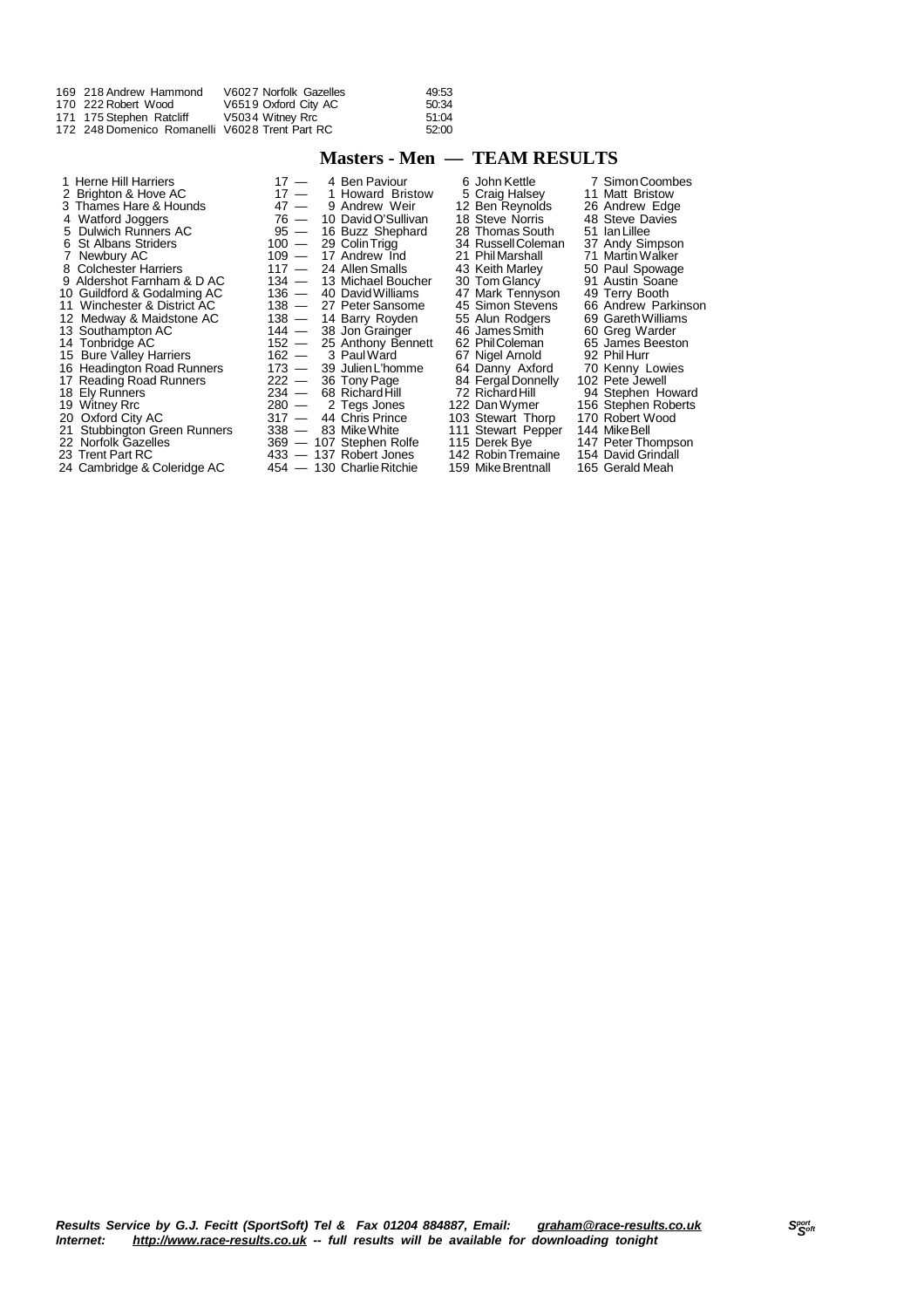| | | | |
|---|---|---|---|
| 169 | 218 Andrew Hammond | V6027 Norfolk Gazelles | 49:53 |
| 170 | 222 Robert Wood | V6519 Oxford City AC | 50:34 |
| 171 | 175 Stephen Ratcliff | V5034 Witney Rrc | 51:04 |
| 172 | 248 Domenico Romanelli | V6028 Trent Part RC | 52:00 |

## Masters - Men — TEAM RESULTS

| Pos | Team | Points | 1st | 2nd | 3rd |
|---|---|---|---|---|---|
| 1 | Herne Hill Harriers | 17 — | 4 Ben Paviour | 6 John Kettle | 7 Simon Coombes |
| 2 | Brighton & Hove AC | 17 — | 1 Howard Bristow | 5 Craig Halsey | 11 Matt Bristow |
| 3 | Thames Hare & Hounds | 47 — | 9 Andrew Weir | 12 Ben Reynolds | 26 Andrew Edge |
| 4 | Watford Joggers | 76 — | 10 David O'Sullivan | 18 Steve Norris | 48 Steve Davies |
| 5 | Dulwich Runners AC | 95 — | 16 Buzz Shephard | 28 Thomas South | 51 Ian Lillee |
| 6 | St Albans Striders | 100 — | 29 Colin Trigg | 34 Russell Coleman | 37 Andy Simpson |
| 7 | Newbury AC | 109 — | 17 Andrew Ind | 21 Phil Marshall | 71 Martin Walker |
| 8 | Colchester Harriers | 117 — | 24 Allen Smalls | 43 Keith Marley | 50 Paul Spowage |
| 9 | Aldershot Farnham & D AC | 134 — | 13 Michael Boucher | 30 Tom Glancy | 91 Austin Soane |
| 10 | Guildford & Godalming AC | 136 — | 40 David Williams | 47 Mark Tennyson | 49 Terry Booth |
| 11 | Winchester & District AC | 138 — | 27 Peter Sansome | 45 Simon Stevens | 66 Andrew Parkinson |
| 12 | Medway & Maidstone AC | 138 — | 14 Barry Royden | 55 Alun Rodgers | 69 Gareth Williams |
| 13 | Southampton AC | 144 — | 38 Jon Grainger | 46 James Smith | 60 Greg Warder |
| 14 | Tonbridge AC | 152 — | 25 Anthony Bennett | 62 Phil Coleman | 65 James Beeston |
| 15 | Bure Valley Harriers | 162 — | 3 Paul Ward | 67 Nigel Arnold | 92 Phil Hurr |
| 16 | Headington Road Runners | 173 — | 39 Julien L'homme | 64 Danny Axford | 70 Kenny Lowies |
| 17 | Reading Road Runners | 222 — | 36 Tony Page | 84 Fergal Donnelly | 102 Pete Jewell |
| 18 | Ely Runners | 234 — | 68 Richard Hill | 72 Richard Hill | 94 Stephen Howard |
| 19 | Witney Rrc | 280 — | 2 Tegs Jones | 122 Dan Wymer | 156 Stephen Roberts |
| 20 | Oxford City AC | 317 — | 44 Chris Prince | 103 Stewart Thorp | 170 Robert Wood |
| 21 | Stubbington Green Runners | 338 — | 83 Mike White | 111 Stewart Pepper | 144 Mike Bell |
| 22 | Norfolk Gazelles | 369 — | 107 Stephen Rolfe | 115 Derek Bye | 147 Peter Thompson |
| 23 | Trent Part RC | 433 — | 137 Robert Jones | 142 Robin Tremaine | 154 David Grindall |
| 24 | Cambridge & Coleridge AC | 454 — | 130 Charlie Ritchie | 159 Mike Brentnall | 165 Gerald Meah |

***Results Service by G.J. Fecitt (SportSoft) Tel & Fax 01204 884887, Email: graham@race-results.co.uk***
***Internet: http://www.race-results.co.uk -- full results will be available for downloading tonight***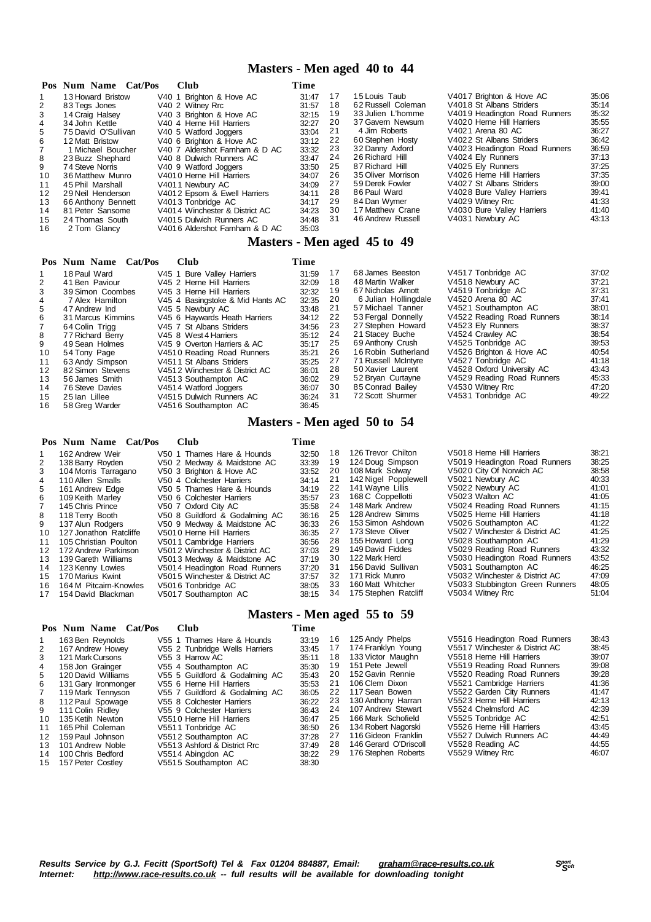## Masters - Men aged 40 to 44

| Pos | Num | Name | Cat/Pos | Club | Time |
|---|---|---|---|---|---|
| 1 | 13 | Howard Bristow | V40 1 | Brighton & Hove AC | 31:47 |
| 2 | 83 | Tegs Jones | V40 2 | Witney Rrc | 31:57 |
| 3 | 14 | Craig Halsey | V40 3 | Brighton & Hove AC | 32:15 |
| 4 | 34 | John Kettle | V40 4 | Herne Hill Harriers | 32:27 |
| 5 | 75 | David O'Sullivan | V40 5 | Watford Joggers | 33:04 |
| 6 | 12 | Matt Bristow | V40 6 | Brighton & Hove AC | 33:12 |
| 7 | 1 | Michael Boucher | V40 7 | Aldershot Farnham & D AC | 33:32 |
| 8 | 23 | Buzz Shephard | V40 8 | Dulwich Runners AC | 33:47 |
| 9 | 74 | Steve Norris | V40 9 | Watford Joggers | 33:50 |
| 10 | 36 | Matthew Munro | V40 10 | Herne Hill Harriers | 34:07 |
| 11 | 45 | Phil Marshall | V40 11 | Newbury AC | 34:09 |
| 12 | 29 | Neil Henderson | V40 12 | Epsom & Ewell Harriers | 34:11 |
| 13 | 66 | Anthony Bennett | V40 13 | Tonbridge AC | 34:17 |
| 14 | 81 | Peter Sansome | V40 14 | Winchester & District AC | 34:23 |
| 15 | 24 | Thomas South | V40 15 | Dulwich Runners AC | 34:48 |
| 16 | 2 | Tom Glancy | V40 16 | Aldershot Farnham & D AC | 35:03 |
| 17 | 15 | Louis Taub | V40 17 | Brighton & Hove AC | 35:06 |
| 18 | 62 | Russell Coleman | V40 18 | St Albans Striders | 35:14 |
| 19 | 33 | Julien L'homme | V40 19 | Headington Road Runners | 35:32 |
| 20 | 37 | Gavern Newsum | V40 20 | Herne Hill Harriers | 35:55 |
| 21 | 4 | Jim Roberts | V40 21 | Arena 80 AC | 36:27 |
| 22 | 60 | Stephen Hosty | V40 22 | St Albans Striders | 36:42 |
| 23 | 32 | Danny Axford | V40 23 | Headington Road Runners | 36:59 |
| 24 | 26 | Richard Hill | V40 24 | Ely Runners | 37:13 |
| 25 | 87 | Richard Hill | V40 25 | Ely Runners | 37:25 |
| 26 | 35 | Oliver Morrison | V40 26 | Herne Hill Harriers | 37:35 |
| 27 | 59 | Derek Fowler | V40 27 | St Albans Striders | 39:00 |
| 28 | 86 | Paul Ward | V40 28 | Bure Valley Harriers | 39:41 |
| 29 | 84 | Dan Wymer | V40 29 | Witney Rrc | 41:33 |
| 30 | 17 | Matthew Crane | V40 30 | Bure Valley Harriers | 41:40 |
| 31 | 46 | Andrew Russell | V40 31 | Newbury AC | 43:13 |

## Masters - Men aged 45 to 49

| Pos | Num | Name | Cat/Pos | Club | Time |
|---|---|---|---|---|---|
| 1 | 18 | Paul Ward | V45 1 | Bure Valley Harriers | 31:59 |
| 2 | 41 | Ben Paviour | V45 2 | Herne Hill Harriers | 32:09 |
| 3 | 39 | Simon Coombes | V45 3 | Herne Hill Harriers | 32:32 |
| 4 | 7 | Alex Hamilton | V45 4 | Basingstoke & Mid Hants AC | 32:35 |
| 5 | 47 | Andrew Ind | V45 5 | Newbury AC | 33:48 |
| 6 | 31 | Marcus Kimmins | V45 6 | Haywards Heath Harriers | 34:12 |
| 7 | 64 | Colin Trigg | V45 7 | St Albans Striders | 34:56 |
| 8 | 77 | Richard Berry | V45 8 | West 4 Harriers | 35:12 |
| 9 | 49 | Sean Holmes | V45 9 | Overton Harriers & AC | 35:17 |
| 10 | 54 | Tony Page | V45 10 | Reading Road Runners | 35:21 |
| 11 | 63 | Andy Simpson | V45 11 | St Albans Striders | 35:25 |
| 12 | 82 | Simon Stevens | V45 12 | Winchester & District AC | 36:01 |
| 13 | 56 | James Smith | V45 13 | Southampton AC | 36:02 |
| 14 | 76 | Steve Davies | V45 14 | Watford Joggers | 36:07 |
| 15 | 25 | Ian Lillee | V45 15 | Dulwich Runners AC | 36:24 |
| 16 | 58 | Greg Warder | V45 16 | Southampton AC | 36:45 |
| 17 | 68 | James Beeston | V45 17 | Tonbridge AC | 37:02 |
| 18 | 48 | Martin Walker | V45 18 | Newbury AC | 37:21 |
| 19 | 67 | Nicholas Arnott | V45 19 | Tonbridge AC | 37:31 |
| 20 | 6 | Julian Hollingdale | V45 20 | Arena 80 AC | 37:41 |
| 21 | 57 | Michael Tanner | V45 21 | Southampton AC | 38:01 |
| 22 | 53 | Fergal Donnelly | V45 22 | Reading Road Runners | 38:14 |
| 23 | 27 | Stephen Howard | V45 23 | Ely Runners | 38:37 |
| 24 | 21 | Stacey Buche | V45 24 | Crawley AC | 38:54 |
| 25 | 69 | Anthony Crush | V45 25 | Tonbridge AC | 39:53 |
| 26 | 16 | Robin Sutherland | V45 26 | Brighton & Hove AC | 40:54 |
| 27 | 71 | Russell McIntyre | V45 27 | Tonbridge AC | 41:18 |
| 28 | 50 | Xavier Laurent | V45 28 | Oxford University AC | 43:43 |
| 29 | 52 | Bryan Curtayne | V45 29 | Reading Road Runners | 45:33 |
| 30 | 85 | Conrad Bailey | V45 30 | Witney Rrc | 47:20 |
| 31 | 72 | Scott Shurmer | V45 31 | Tonbridge AC | 49:22 |

## Masters - Men aged 50 to 54

| Pos | Num | Name | Cat/Pos | Club | Time |
|---|---|---|---|---|---|
| 1 | 162 | Andrew Weir | V50 1 | Thames Hare & Hounds | 32:50 |
| 2 | 138 | Barry Royden | V50 2 | Medway & Maidstone AC | 33:39 |
| 3 | 104 | Morris Tarragano | V50 3 | Brighton & Hove AC | 33:52 |
| 4 | 110 | Allen Smalls | V50 4 | Colchester Harriers | 34:14 |
| 5 | 161 | Andrew Edge | V50 5 | Thames Hare & Hounds | 34:19 |
| 6 | 109 | Keith Marley | V50 6 | Colchester Harriers | 35:57 |
| 7 | 145 | Chris Prince | V50 7 | Oxford City AC | 35:58 |
| 8 | 118 | Terry Booth | V50 8 | Guildford & Godalming AC | 36:16 |
| 9 | 137 | Alun Rodgers | V50 9 | Medway & Maidstone AC | 36:33 |
| 10 | 127 | Jonathon Ratcliffe | V50 10 | Herne Hill Harriers | 36:35 |
| 11 | 105 | Christian Poulton | V50 11 | Cambridge Harriers | 36:56 |
| 12 | 172 | Andrew Parkinson | V50 12 | Winchester & District AC | 37:03 |
| 13 | 139 | Gareth Williams | V50 13 | Medway & Maidstone AC | 37:19 |
| 14 | 123 | Kenny Lowies | V50 14 | Headington Road Runners | 37:20 |
| 15 | 170 | Marius Kwint | V50 15 | Winchester & District AC | 37:57 |
| 16 | 164 | M Pitcairn-Knowles | V50 16 | Tonbridge AC | 38:05 |
| 17 | 154 | David Blackman | V50 17 | Southampton AC | 38:15 |
| 18 | 126 | Trevor Chilton | V50 18 | Herne Hill Harriers | 38:21 |
| 19 | 124 | Doug Simpson | V50 19 | Headington Road Runners | 38:25 |
| 20 | 108 | Mark Solway | V50 20 | City Of Norwich AC | 38:58 |
| 21 | 142 | Nigel Popplewell | V50 21 | Newbury AC | 40:33 |
| 22 | 141 | Wayne Lillis | V50 22 | Newbury AC | 41:01 |
| 23 | 168 | C Coppellotti | V50 23 | Walton AC | 41:05 |
| 24 | 148 | Mark Andrew | V50 24 | Reading Road Runners | 41:15 |
| 25 | 128 | Andrew Simms | V50 25 | Herne Hill Harriers | 41:18 |
| 26 | 153 | Simon Ashdown | V50 26 | Southampton AC | 41:22 |
| 27 | 173 | Steve Oliver | V50 27 | Winchester & District AC | 41:25 |
| 28 | 155 | Howard Long | V50 28 | Southampton AC | 41:29 |
| 29 | 149 | David Fiddes | V50 29 | Reading Road Runners | 43:32 |
| 30 | 122 | Mark Herd | V50 30 | Headington Road Runners | 43:52 |
| 31 | 156 | David Sullivan | V50 31 | Southampton AC | 46:25 |
| 32 | 171 | Rick Munro | V50 32 | Winchester & District AC | 47:09 |
| 33 | 160 | Matt Whitcher | V50 33 | Stubbington Green Runners | 48:05 |
| 34 | 175 | Stephen Ratcliff | V50 34 | Witney Rrc | 51:04 |

## Masters - Men aged 55 to 59

| Pos | Num | Name | Cat/Pos | Club | Time |
|---|---|---|---|---|---|
| 1 | 163 | Ben Reynolds | V55 1 | Thames Hare & Hounds | 33:19 |
| 2 | 167 | Andrew Howey | V55 2 | Tunbridge Wells Harriers | 33:45 |
| 3 | 121 | Mark Cursons | V55 3 | Harrow AC | 35:11 |
| 4 | 158 | Jon Grainger | V55 4 | Southampton AC | 35:30 |
| 5 | 120 | David Williams | V55 5 | Guildford & Godalming AC | 35:43 |
| 6 | 131 | Gary Ironmonger | V55 6 | Herne Hill Harriers | 35:53 |
| 7 | 119 | Mark Tennyson | V55 7 | Guildford & Godalming AC | 36:05 |
| 8 | 112 | Paul Spowage | V55 8 | Colchester Harriers | 36:22 |
| 9 | 111 | Colin Ridley | V55 9 | Colchester Harriers | 36:43 |
| 10 | 135 | Ketih Newton | V55 10 | Herne Hill Harriers | 36:47 |
| 11 | 165 | Phil Coleman | V55 11 | Tonbridge AC | 36:50 |
| 12 | 159 | Paul Johnson | V55 12 | Southampton AC | 37:28 |
| 13 | 101 | Andrew Noble | V55 13 | Ashford & District Rrc | 37:49 |
| 14 | 100 | Chris Bedford | V55 14 | Abingdon AC | 38:22 |
| 15 | 157 | Peter Costley | V55 15 | Southampton AC | 38:30 |
| 16 | 125 | Andy Phelps | V55 16 | Headington Road Runners | 38:43 |
| 17 | 174 | Franklyn Young | V55 17 | Winchester & District AC | 38:45 |
| 18 | 133 | Victor Maughn | V55 18 | Herne Hill Harriers | 39:07 |
| 19 | 151 | Pete Jewell | V55 19 | Reading Road Runners | 39:08 |
| 20 | 152 | Gavin Rennie | V55 20 | Reading Road Runners | 39:28 |
| 21 | 106 | Clem Dixon | V55 21 | Cambridge Harriers | 41:36 |
| 22 | 117 | Sean Bowen | V55 22 | Garden City Runners | 41:47 |
| 23 | 130 | Anthony Harran | V55 23 | Herne Hill Harriers | 42:13 |
| 24 | 107 | Andrew Stewart | V55 24 | Chelmsford AC | 42:39 |
| 25 | 166 | Mark Schofield | V55 25 | Tonbridge AC | 42:51 |
| 26 | 134 | Robert Nagorski | V55 26 | Herne Hill Harriers | 43:45 |
| 27 | 116 | Gideon Franklin | V55 27 | Dulwich Runners AC | 44:49 |
| 28 | 146 | Gerard O'Driscoll | V55 28 | Reading AC | 44:55 |
| 29 | 176 | Stephen Roberts | V55 29 | Witney Rrc | 46:07 |

***Results Service by G.J. Fecitt (SportSoft) Tel & Fax 01204 884887, Email: graham@race-results.co.uk***
***Internet: http://www.race-results.co.uk -- full results will be available for downloading tonight***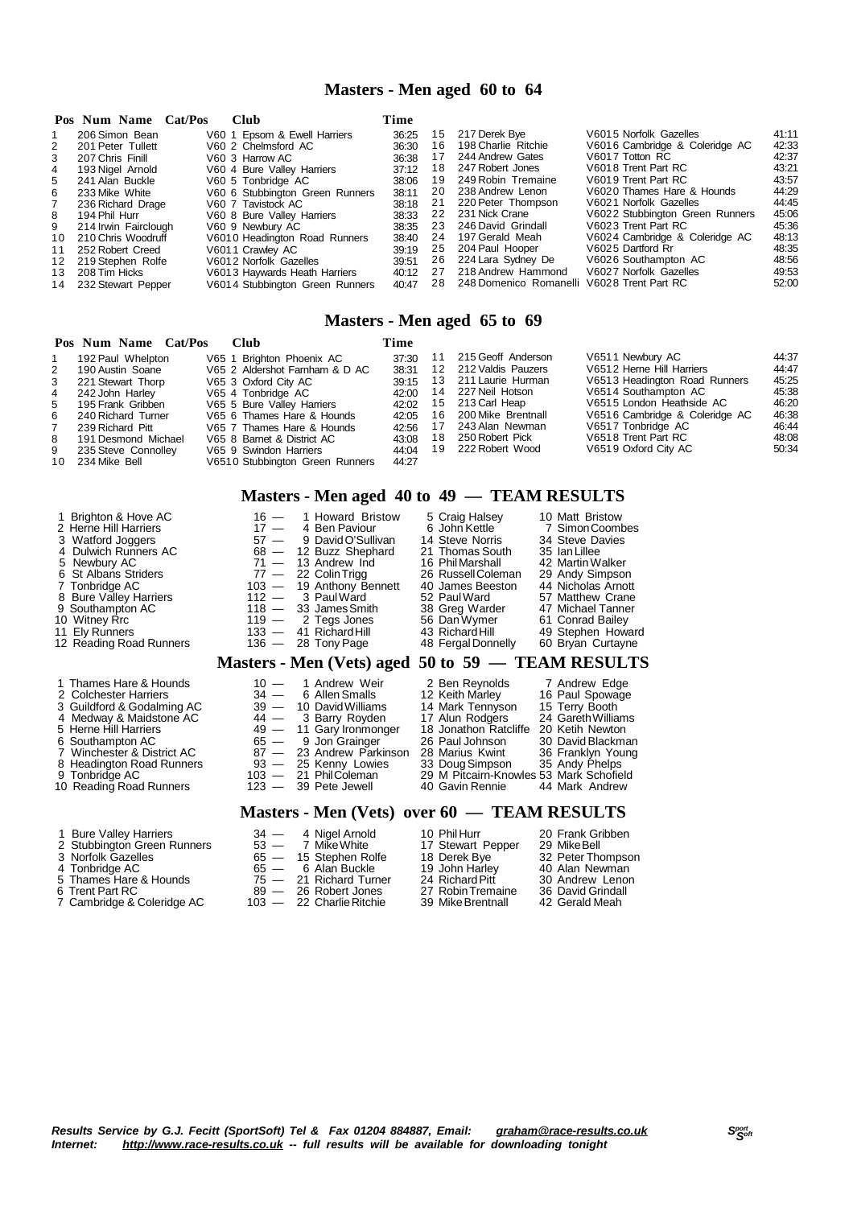## Masters - Men aged 60 to 64

| Pos | Num | Name | Cat/Pos | Club | Time | Pos | Num | Name | Cat/Pos | Club | Time |
|---|---|---|---|---|---|---|---|---|---|---|---|
| 1 | 206 | Simon Bean | V60 1 | Epsom & Ewell Harriers | 36:25 | 15 | 217 | Derek Bye | V6015 | Norfolk Gazelles | 41:11 |
| 2 | 201 | Peter Tullett | V60 2 | Chelmsford AC | 36:30 | 16 | 198 | Charlie Ritchie | V6016 | Cambridge & Coleridge AC | 42:33 |
| 3 | 207 | Chris Finill | V60 3 | Harrow AC | 36:38 | 17 | 244 | Andrew Gates | V6017 | Totton RC | 42:37 |
| 4 | 193 | Nigel Arnold | V60 4 | Bure Valley Harriers | 37:12 | 18 | 247 | Robert Jones | V6018 | Trent Part RC | 43:21 |
| 5 | 241 | Alan Buckle | V60 5 | Tonbridge AC | 38:06 | 19 | 249 | Robin Tremaine | V6019 | Trent Part RC | 43:57 |
| 6 | 233 | Mike White | V60 6 | Stubbington Green Runners | 38:11 | 20 | 238 | Andrew Lenon | V6020 | Thames Hare & Hounds | 44:29 |
| 7 | 236 | Richard Drage | V60 7 | Tavistock AC | 38:18 | 21 | 220 | Peter Thompson | V6021 | Norfolk Gazelles | 44:45 |
| 8 | 194 | Phil Hurr | V60 8 | Bure Valley Harriers | 38:33 | 22 | 231 | Nick Crane | V6022 | Stubbington Green Runners | 45:06 |
| 9 | 214 | Irwin Fairclough | V60 9 | Newbury AC | 38:35 | 23 | 246 | David Grindall | V6023 | Trent Part RC | 45:36 |
| 10 | 210 | Chris Woodruff | V6010 | Headington Road Runners | 38:40 | 24 | 197 | Gerald Meah | V6024 | Cambridge & Coleridge AC | 48:13 |
| 11 | 252 | Robert Creed | V6011 | Crawley AC | 39:19 | 25 | 204 | Paul Hooper | V6025 | Dartford Rr | 48:35 |
| 12 | 219 | Stephen Rolfe | V6012 | Norfolk Gazelles | 39:51 | 26 | 224 | Lara Sydney De | V6026 | Southampton AC | 48:56 |
| 13 | 208 | Tim Hicks | V6013 | Haywards Heath Harriers | 40:12 | 27 | 218 | Andrew Hammond | V6027 | Norfolk Gazelles | 49:53 |
| 14 | 232 | Stewart Pepper | V6014 | Stubbington Green Runners | 40:47 | 28 | 248 | Domenico Romanelli | V6028 | Trent Part RC | 52:00 |

## Masters - Men aged 65 to 69

| Pos | Num | Name | Cat/Pos | Club | Time | Pos | Num | Name | Cat/Pos | Club | Time |
|---|---|---|---|---|---|---|---|---|---|---|---|
| 1 | 192 | Paul Whelpton | V65 1 | Brighton Phoenix AC | 37:30 | 11 | 215 | Geoff Anderson | V6511 | Newbury AC | 44:37 |
| 2 | 190 | Austin Soane | V65 2 | Aldershot Farnham & D AC | 38:31 | 12 | 212 | Valdis Pauzers | V6512 | Herne Hill Harriers | 44:47 |
| 3 | 221 | Stewart Thorp | V65 3 | Oxford City AC | 39:15 | 13 | 211 | Laurie Hurman | V6513 | Headington Road Runners | 45:25 |
| 4 | 242 | John Harley | V65 4 | Tonbridge AC | 42:00 | 14 | 227 | Neil Hotson | V6514 | Southampton AC | 45:38 |
| 5 | 195 | Frank Gribben | V65 5 | Bure Valley Harriers | 42:02 | 15 | 213 | Carl Heap | V6515 | London Heathside AC | 46:20 |
| 6 | 240 | Richard Turner | V65 6 | Thames Hare & Hounds | 42:05 | 16 | 200 | Mike Brentnall | V6516 | Cambridge & Coleridge AC | 46:38 |
| 7 | 239 | Richard Pitt | V65 7 | Thames Hare & Hounds | 42:56 | 17 | 243 | Alan Newman | V6517 | Tonbridge AC | 46:44 |
| 8 | 191 | Desmond Michael | V65 8 | Barnet & District AC | 43:08 | 18 | 250 | Robert Pick | V6518 | Trent Part RC | 48:08 |
| 9 | 235 | Steve Connolley | V65 9 | Swindon Harriers | 44:04 | 19 | 222 | Robert Wood | V6519 | Oxford City AC | 50:34 |
| 10 | 234 | Mike Bell | V6510 | Stubbington Green Runners | 44:27 | | | | | | |

## Masters - Men aged 40 to 49 — TEAM RESULTS

| | | | | | |
|---|---|---|---|---|---|
| 1 | Brighton & Hove AC | 16 — | 1 Howard Bristow | 5 Craig Halsey | 10 Matt Bristow |
| 2 | Herne Hill Harriers | 17 — | 4 Ben Paviour | 6 John Kettle | 7 Simon Coombes |
| 3 | Watford Joggers | 57 — | 9 David O'Sullivan | 14 Steve Norris | 34 Steve Davies |
| 4 | Dulwich Runners AC | 68 — | 12 Buzz Shephard | 21 Thomas South | 35 Ian Lillee |
| 5 | Newbury AC | 71 — | 13 Andrew Ind | 16 Phil Marshall | 42 Martin Walker |
| 6 | St Albans Striders | 77 — | 22 Colin Trigg | 26 Russell Coleman | 29 Andy Simpson |
| 7 | Tonbridge AC | 103 — | 19 Anthony Bennett | 40 James Beeston | 44 Nicholas Arnott |
| 8 | Bure Valley Harriers | 112 — | 3 Paul Ward | 52 Paul Ward | 57 Matthew Crane |
| 9 | Southampton AC | 118 — | 33 James Smith | 38 Greg Warder | 47 Michael Tanner |
| 10 | Witney Rrc | 119 — | 2 Tegs Jones | 56 Dan Wymer | 61 Conrad Bailey |
| 11 | Ely Runners | 133 — | 41 Richard Hill | 43 Richard Hill | 49 Stephen Howard |
| 12 | Reading Road Runners | 136 — | 28 Tony Page | 48 Fergal Donnelly | 60 Bryan Curtayne |

## Masters - Men (Vets) aged 50 to 59 — TEAM RESULTS

| | | | | | |
|---|---|---|---|---|---|
| 1 | Thames Hare & Hounds | 10 — | 1 Andrew Weir | 2 Ben Reynolds | 7 Andrew Edge |
| 2 | Colchester Harriers | 34 — | 6 Allen Smalls | 12 Keith Marley | 16 Paul Spowage |
| 3 | Guildford & Godalming AC | 39 — | 10 David Williams | 14 Mark Tennyson | 15 Terry Booth |
| 4 | Medway & Maidstone AC | 44 — | 3 Barry Royden | 17 Alun Rodgers | 24 Gareth Williams |
| 5 | Herne Hill Harriers | 49 — | 11 Gary Ironmonger | 18 Jonathon Ratcliffe | 20 Ketih Newton |
| 6 | Southampton AC | 65 — | 9 Jon Grainger | 26 Paul Johnson | 30 David Blackman |
| 7 | Winchester & District AC | 87 — | 23 Andrew Parkinson | 28 Marius Kwint | 36 Franklyn Young |
| 8 | Headington Road Runners | 93 — | 25 Kenny Lowies | 33 Doug Simpson | 35 Andy Phelps |
| 9 | Tonbridge AC | 103 — | 21 Phil Coleman | 29 M Pitcairn-Knowles | 53 Mark Schofield |
| 10 | Reading Road Runners | 123 — | 39 Pete Jewell | 40 Gavin Rennie | 44 Mark Andrew |

## Masters - Men (Vets) over 60 — TEAM RESULTS

| | | | | | |
|---|---|---|---|---|---|
| 1 | Bure Valley Harriers | 34 — | 4 Nigel Arnold | 10 Phil Hurr | 20 Frank Gribben |
| 2 | Stubbington Green Runners | 53 — | 7 Mike White | 17 Stewart Pepper | 29 Mike Bell |
| 3 | Norfolk Gazelles | 65 — | 15 Stephen Rolfe | 18 Derek Bye | 32 Peter Thompson |
| 4 | Tonbridge AC | 65 — | 6 Alan Buckle | 19 John Harley | 40 Alan Newman |
| 5 | Thames Hare & Hounds | 75 — | 21 Richard Turner | 24 Richard Pitt | 30 Andrew Lenon |
| 6 | Trent Part RC | 89 — | 26 Robert Jones | 27 Robin Tremaine | 36 David Grindall |
| 7 | Cambridge & Coleridge AC | 103 — | 22 Charlie Ritchie | 39 Mike Brentnall | 42 Gerald Meah |

*Results Service by G.J. Fecitt (SportSoft) Tel & Fax 01204 884887, Email: graham@race-results.co.uk*
*Internet: http://www.race-results.co.uk -- full results will be available for downloading tonight*